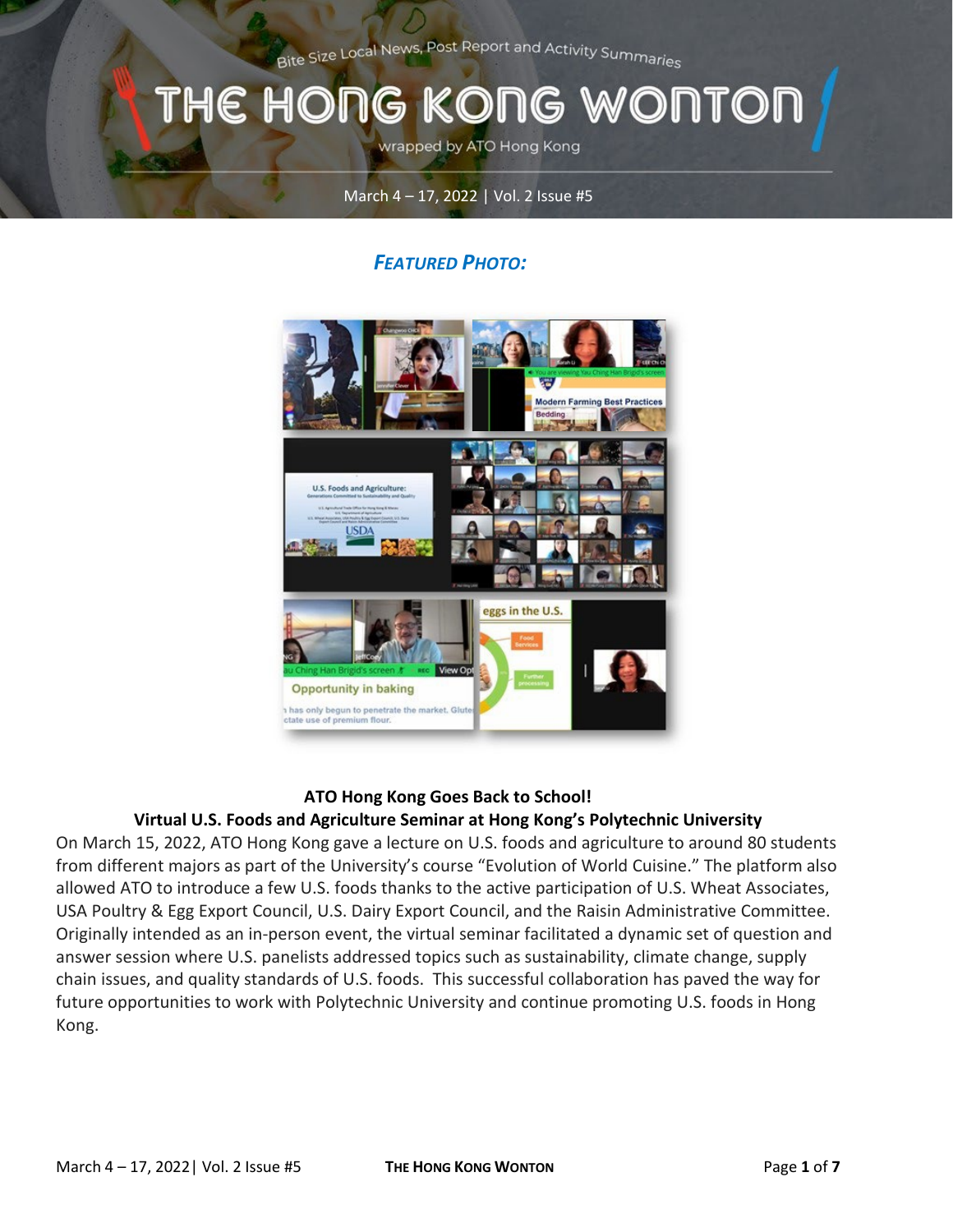Bite Size Local News, Post Report and Activity Summaries

# THE HONG KONG WONTON

wrapped by ATO Hong Kong

March 4 – 17, 2022 | Vol. 2 Issue #5

## *FEATURED PHOTO:*

**ATO Hong Kong Goes Back to School!**

**Virtual U.S. Foods and Agriculture Seminar at Hong Kong's Polytechnic University**

On March 15, 2022, ATO Hong Kong gave a lecture on U.S. foods and agriculture to around 80 students from different majors as part of the University's course "Evolution of World Cuisine." The platform also allowed ATO to introduce a few U.S. foods thanks to the active participation of U.S. Wheat Associates, USA Poultry & Egg Export Council, U.S. Dairy Export Council, and the Raisin Administrative Committee. Originally intended as an in-person event, the virtual seminar facilitated a dynamic set of question and answer session where U.S. panelists addressed topics such as sustainability, climate change, supply chain issues, and quality standards of U.S. foods. This successful collaboration has paved the way for future opportunities to work with Polytechnic University and continue promoting U.S. foods in Hong Kong.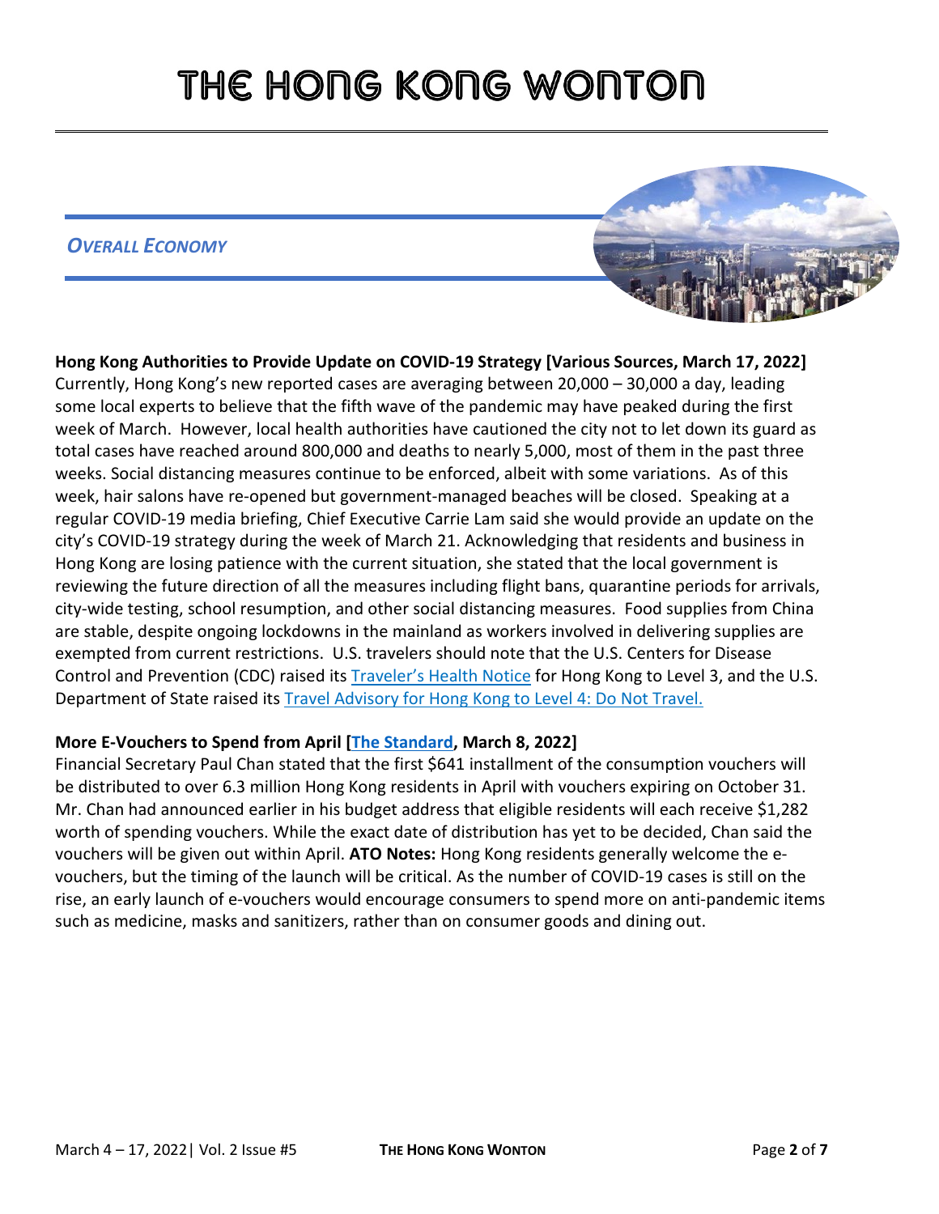# THE HONG KONG WONTON

## *OVERALL ECONOMY*

**Hong Kong Authorities to Provide Update on COVID-19 Strategy [Various Sources, March 17, 2022]**
Currently, Hong Kong's new reported cases are averaging between 20,000 – 30,000 a day, leading some local experts to believe that the fifth wave of the pandemic may have peaked during the first week of March. However, local health authorities have cautioned the city not to let down its guard as total cases have reached around 800,000 and deaths to nearly 5,000, most of them in the past three weeks. Social distancing measures continue to be enforced, albeit with some variations. As of this week, hair salons have re-opened but government-managed beaches will be closed. Speaking at a regular COVID-19 media briefing, Chief Executive Carrie Lam said she would provide an update on the city's COVID-19 strategy during the week of March 21. Acknowledging that residents and business in Hong Kong are losing patience with the current situation, she stated that the local government is reviewing the future direction of all the measures including flight bans, quarantine periods for arrivals, city-wide testing, school resumption, and other social distancing measures. Food supplies from China are stable, despite ongoing lockdowns in the mainland as workers involved in delivering supplies are exempted from current restrictions. U.S. travelers should note that the U.S. Centers for Disease Control and Prevention (CDC) raised its Traveler's Health Notice for Hong Kong to Level 3, and the U.S. Department of State raised its Travel Advisory for Hong Kong to Level 4: Do Not Travel.

**More E-Vouchers to Spend from April [The Standard, March 8, 2022]**
Financial Secretary Paul Chan stated that the first $641 installment of the consumption vouchers will be distributed to over 6.3 million Hong Kong residents in April with vouchers expiring on October 31. Mr. Chan had announced earlier in his budget address that eligible residents will each receive $1,282 worth of spending vouchers. While the exact date of distribution has yet to be decided, Chan said the vouchers will be given out within April. **ATO Notes:** Hong Kong residents generally welcome the e-vouchers, but the timing of the launch will be critical. As the number of COVID-19 cases is still on the rise, an early launch of e-vouchers would encourage consumers to spend more on anti-pandemic items such as medicine, masks and sanitizers, rather than on consumer goods and dining out.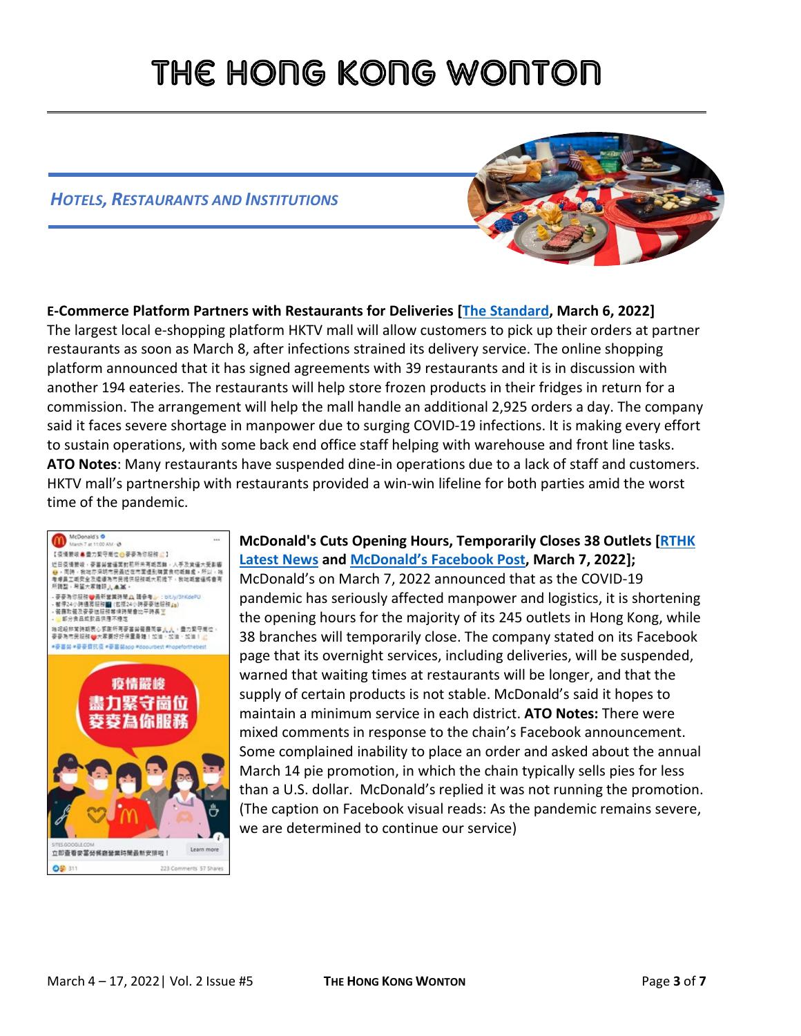# THE HONG KONG WONTON

## *HOTELS, RESTAURANTS AND INSTITUTIONS*

**E-Commerce Platform Partners with Restaurants for Deliveries [The Standard, March 6, 2022]**
The largest local e-shopping platform HKTV mall will allow customers to pick up their orders at partner restaurants as soon as March 8, after infections strained its delivery service. The online shopping platform announced that it has signed agreements with 39 restaurants and it is in discussion with another 194 eateries. The restaurants will help store frozen products in their fridges in return for a commission. The arrangement will help the mall handle an additional 2,925 orders a day. The company said it faces severe shortage in manpower due to surging COVID-19 infections. It is making every effort to sustain operations, with some back end office staff helping with warehouse and front line tasks. **ATO Notes**: Many restaurants have suspended dine-in operations due to a lack of staff and customers. HKTV mall's partnership with restaurants provided a win-win lifeline for both parties amid the worst time of the pandemic.

**McDonald's Cuts Opening Hours, Temporarily Closes 38 Outlets [RTHK Latest News and McDonald's Facebook Post, March 7, 2022];**
McDonald's on March 7, 2022 announced that as the COVID-19 pandemic has seriously affected manpower and logistics, it is shortening the opening hours for the majority of its 245 outlets in Hong Kong, while 38 branches will temporarily close. The company stated on its Facebook page that its overnight services, including deliveries, will be suspended, warned that waiting times at restaurants will be longer, and that the supply of certain products is not stable. McDonald's said it hopes to maintain a minimum service in each district. **ATO Notes:** There were mixed comments in response to the chain's Facebook announcement. Some complained inability to place an order and asked about the annual March 14 pie promotion, in which the chain typically sells pies for less than a U.S. dollar. McDonald's replied it was not running the promotion. (The caption on Facebook visual reads: As the pandemic remains severe, we are determined to continue our service)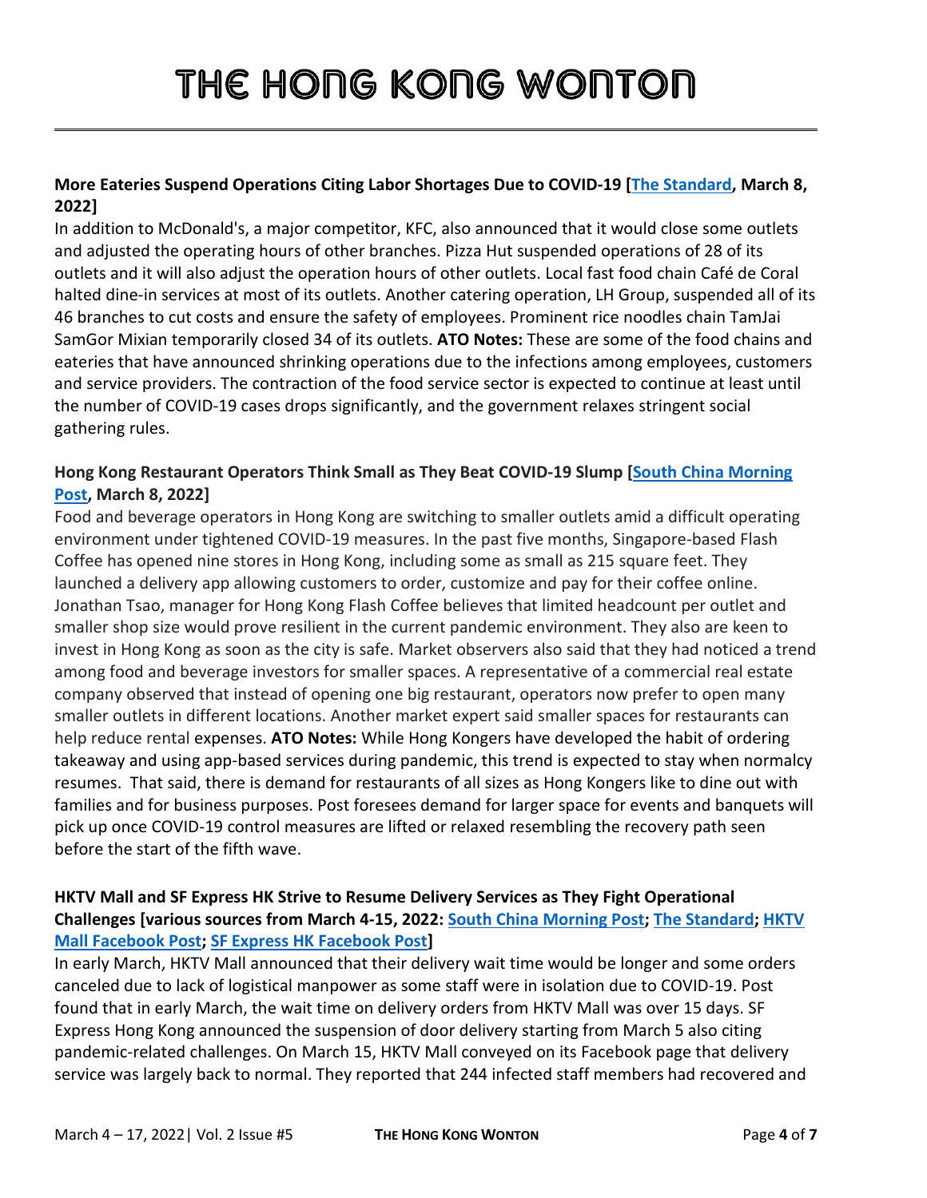**More Eateries Suspend Operations Citing Labor Shortages Due to COVID-19 [The Standard, March 8, 2022]**
In addition to McDonald's, a major competitor, KFC, also announced that it would close some outlets and adjusted the operating hours of other branches. Pizza Hut suspended operations of 28 of its outlets and it will also adjust the operation hours of other outlets. Local fast food chain Café de Coral halted dine-in services at most of its outlets. Another catering operation, LH Group, suspended all of its 46 branches to cut costs and ensure the safety of employees. Prominent rice noodles chain TamJai SamGor Mixian temporarily closed 34 of its outlets. **ATO Notes:** These are some of the food chains and eateries that have announced shrinking operations due to the infections among employees, customers and service providers. The contraction of the food service sector is expected to continue at least until the number of COVID-19 cases drops significantly, and the government relaxes stringent social gathering rules.

**Hong Kong Restaurant Operators Think Small as They Beat COVID-19 Slump [South China Morning Post, March 8, 2022]**
Food and beverage operators in Hong Kong are switching to smaller outlets amid a difficult operating environment under tightened COVID-19 measures. In the past five months, Singapore-based Flash Coffee has opened nine stores in Hong Kong, including some as small as 215 square feet. They launched a delivery app allowing customers to order, customize and pay for their coffee online. Jonathan Tsao, manager for Hong Kong Flash Coffee believes that limited headcount per outlet and smaller shop size would prove resilient in the current pandemic environment. They also are keen to invest in Hong Kong as soon as the city is safe. Market observers also said that they had noticed a trend among food and beverage investors for smaller spaces. A representative of a commercial real estate company observed that instead of opening one big restaurant, operators now prefer to open many smaller outlets in different locations. Another market expert said smaller spaces for restaurants can help reduce rental expenses. **ATO Notes:** While Hong Kongers have developed the habit of ordering takeaway and using app-based services during pandemic, this trend is expected to stay when normalcy resumes. That said, there is demand for restaurants of all sizes as Hong Kongers like to dine out with families and for business purposes. Post foresees demand for larger space for events and banquets will pick up once COVID-19 control measures are lifted or relaxed resembling the recovery path seen before the start of the fifth wave.

**HKTV Mall and SF Express HK Strive to Resume Delivery Services as They Fight Operational Challenges [various sources from March 4-15, 2022: South China Morning Post; The Standard; HKTV Mall Facebook Post; SF Express HK Facebook Post]**
In early March, HKTV Mall announced that their delivery wait time would be longer and some orders canceled due to lack of logistical manpower as some staff were in isolation due to COVID-19. Post found that in early March, the wait time on delivery orders from HKTV Mall was over 15 days. SF Express Hong Kong announced the suspension of door delivery starting from March 5 also citing pandemic-related challenges. On March 15, HKTV Mall conveyed on its Facebook page that delivery service was largely back to normal. They reported that 244 infected staff members had recovered and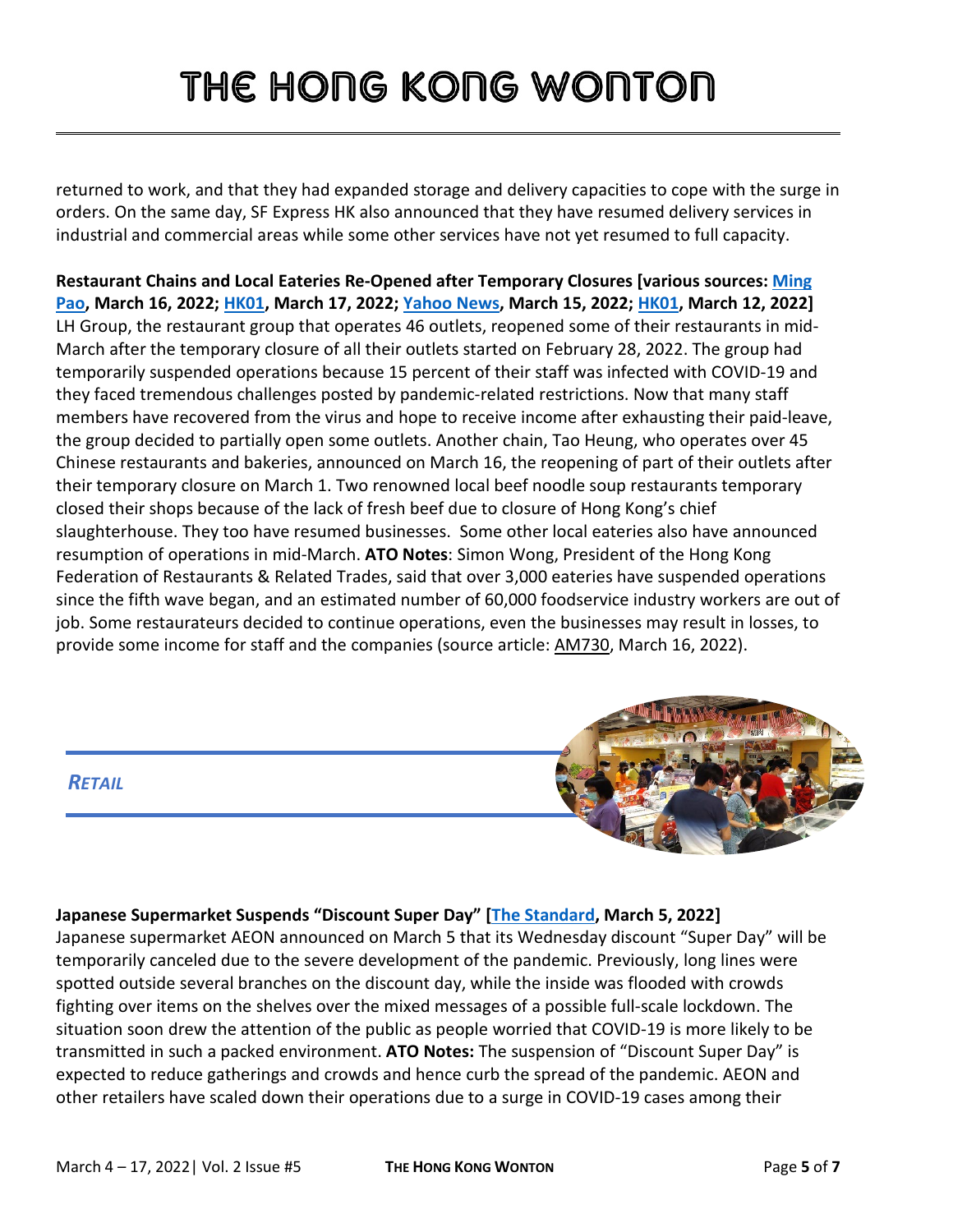returned to work, and that they had expanded storage and delivery capacities to cope with the surge in orders. On the same day, SF Express HK also announced that they have resumed delivery services in industrial and commercial areas while some other services have not yet resumed to full capacity.

**Restaurant Chains and Local Eateries Re-Opened after Temporary Closures [various sources: Ming Pao, March 16, 2022; HK01, March 17, 2022; Yahoo News, March 15, 2022; HK01, March 12, 2022]**
LH Group, the restaurant group that operates 46 outlets, reopened some of their restaurants in mid-March after the temporary closure of all their outlets started on February 28, 2022. The group had temporarily suspended operations because 15 percent of their staff was infected with COVID-19 and they faced tremendous challenges posted by pandemic-related restrictions. Now that many staff members have recovered from the virus and hope to receive income after exhausting their paid-leave, the group decided to partially open some outlets. Another chain, Tao Heung, who operates over 45 Chinese restaurants and bakeries, announced on March 16, the reopening of part of their outlets after their temporary closure on March 1. Two renowned local beef noodle soup restaurants temporary closed their shops because of the lack of fresh beef due to closure of Hong Kong's chief slaughterhouse. They too have resumed businesses. Some other local eateries also have announced resumption of operations in mid-March. **ATO Notes**: Simon Wong, President of the Hong Kong Federation of Restaurants & Related Trades, said that over 3,000 eateries have suspended operations since the fifth wave began, and an estimated number of 60,000 foodservice industry workers are out of job. Some restaurateurs decided to continue operations, even the businesses may result in losses, to provide some income for staff and the companies (source article: AM730, March 16, 2022).

## *RETAIL*

**Japanese Supermarket Suspends "Discount Super Day" [The Standard, March 5, 2022]**
Japanese supermarket AEON announced on March 5 that its Wednesday discount "Super Day" will be temporarily canceled due to the severe development of the pandemic. Previously, long lines were spotted outside several branches on the discount day, while the inside was flooded with crowds fighting over items on the shelves over the mixed messages of a possible full-scale lockdown. The situation soon drew the attention of the public as people worried that COVID-19 is more likely to be transmitted in such a packed environment. **ATO Notes:** The suspension of "Discount Super Day" is expected to reduce gatherings and crowds and hence curb the spread of the pandemic. AEON and other retailers have scaled down their operations due to a surge in COVID-19 cases among their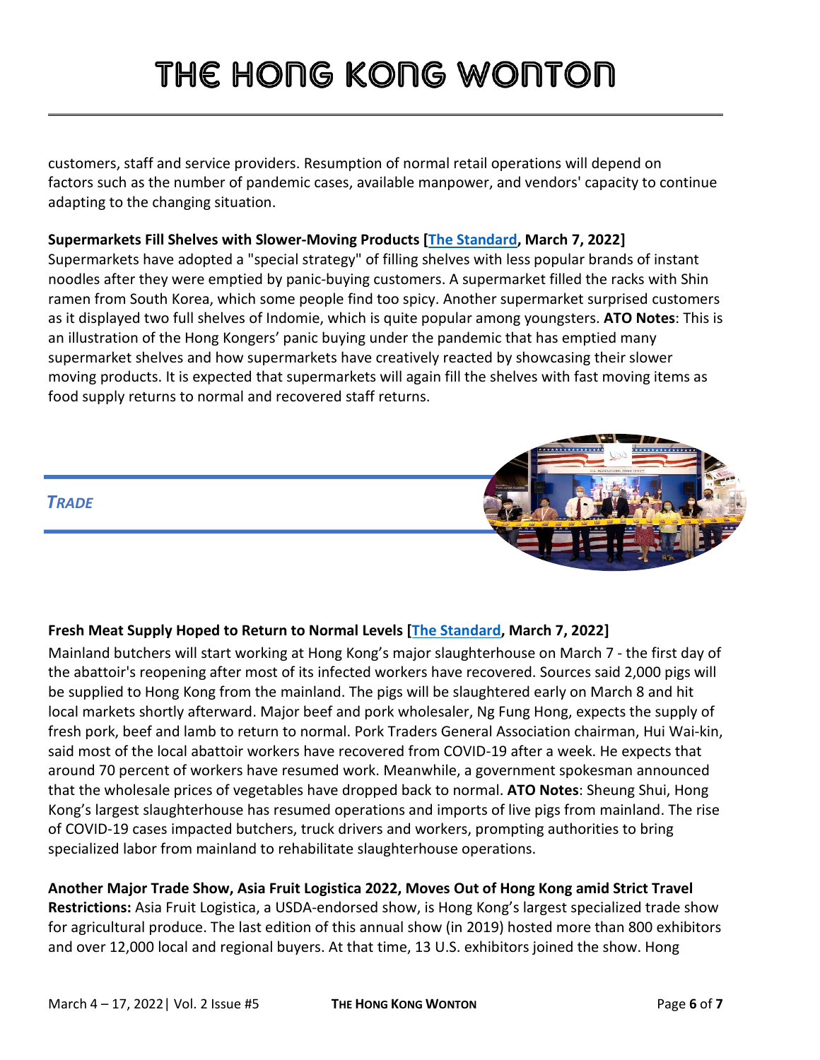customers, staff and service providers. Resumption of normal retail operations will depend on factors such as the number of pandemic cases, available manpower, and vendors' capacity to continue adapting to the changing situation.

**Supermarkets Fill Shelves with Slower-Moving Products [The Standard, March 7, 2022]**
Supermarkets have adopted a "special strategy" of filling shelves with less popular brands of instant noodles after they were emptied by panic-buying customers. A supermarket filled the racks with Shin ramen from South Korea, which some people find too spicy. Another supermarket surprised customers as it displayed two full shelves of Indomie, which is quite popular among youngsters. **ATO Notes**: This is an illustration of the Hong Kongers' panic buying under the pandemic that has emptied many supermarket shelves and how supermarkets have creatively reacted by showcasing their slower moving products. It is expected that supermarkets will again fill the shelves with fast moving items as food supply returns to normal and recovered staff returns.

## *TRADE*

**Fresh Meat Supply Hoped to Return to Normal Levels [The Standard, March 7, 2022]**
Mainland butchers will start working at Hong Kong's major slaughterhouse on March 7 - the first day of the abattoir's reopening after most of its infected workers have recovered. Sources said 2,000 pigs will be supplied to Hong Kong from the mainland. The pigs will be slaughtered early on March 8 and hit local markets shortly afterward. Major beef and pork wholesaler, Ng Fung Hong, expects the supply of fresh pork, beef and lamb to return to normal. Pork Traders General Association chairman, Hui Wai-kin, said most of the local abattoir workers have recovered from COVID-19 after a week. He expects that around 70 percent of workers have resumed work. Meanwhile, a government spokesman announced that the wholesale prices of vegetables have dropped back to normal. **ATO Notes**: Sheung Shui, Hong Kong's largest slaughterhouse has resumed operations and imports of live pigs from mainland. The rise of COVID-19 cases impacted butchers, truck drivers and workers, prompting authorities to bring specialized labor from mainland to rehabilitate slaughterhouse operations.

**Another Major Trade Show, Asia Fruit Logistica 2022, Moves Out of Hong Kong amid Strict Travel Restrictions:** Asia Fruit Logistica, a USDA-endorsed show, is Hong Kong's largest specialized trade show for agricultural produce. The last edition of this annual show (in 2019) hosted more than 800 exhibitors and over 12,000 local and regional buyers. At that time, 13 U.S. exhibitors joined the show. Hong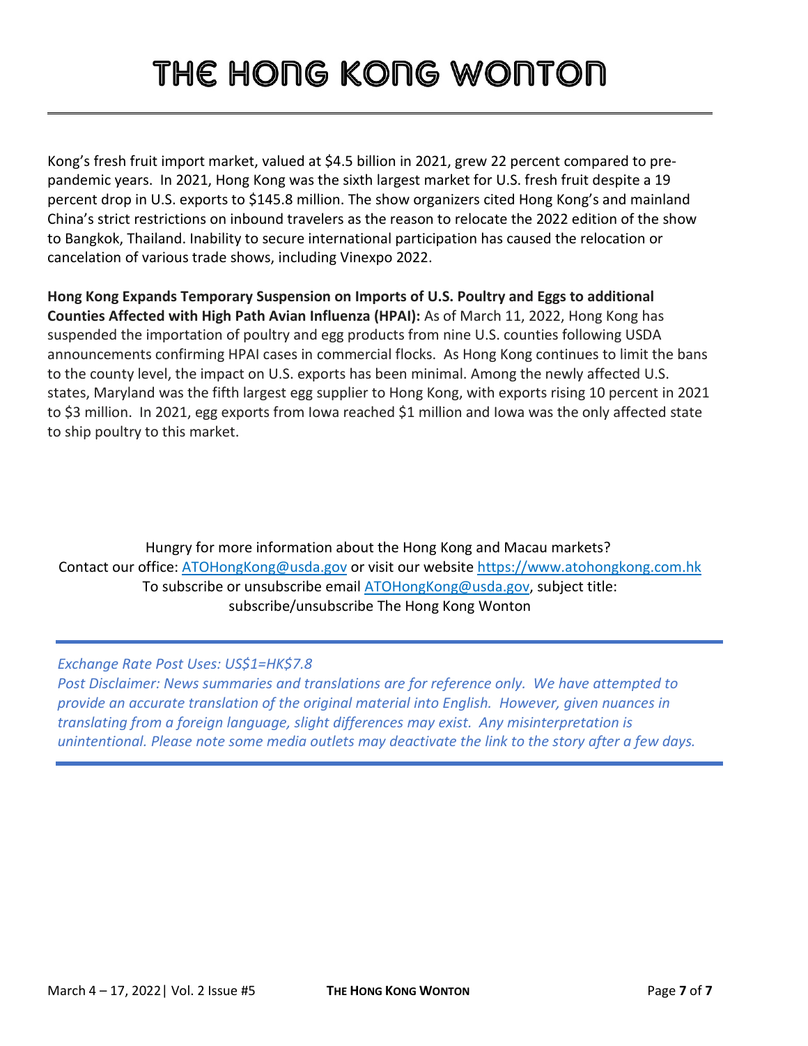Kong's fresh fruit import market, valued at $4.5 billion in 2021, grew 22 percent compared to pre-pandemic years. In 2021, Hong Kong was the sixth largest market for U.S. fresh fruit despite a 19 percent drop in U.S. exports to $145.8 million. The show organizers cited Hong Kong's and mainland China's strict restrictions on inbound travelers as the reason to relocate the 2022 edition of the show to Bangkok, Thailand. Inability to secure international participation has caused the relocation or cancelation of various trade shows, including Vinexpo 2022.

**Hong Kong Expands Temporary Suspension on Imports of U.S. Poultry and Eggs to additional Counties Affected with High Path Avian Influenza (HPAI):** As of March 11, 2022, Hong Kong has suspended the importation of poultry and egg products from nine U.S. counties following USDA announcements confirming HPAI cases in commercial flocks. As Hong Kong continues to limit the bans to the county level, the impact on U.S. exports has been minimal. Among the newly affected U.S. states, Maryland was the fifth largest egg supplier to Hong Kong, with exports rising 10 percent in 2021 to $3 million. In 2021, egg exports from Iowa reached $1 million and Iowa was the only affected state to ship poultry to this market.

Hungry for more information about the Hong Kong and Macau markets?
Contact our office: ATOHongKong@usda.gov or visit our website https://www.atohongkong.com.hk
To subscribe or unsubscribe email ATOHongKong@usda.gov, subject title: subscribe/unsubscribe The Hong Kong Wonton

*Exchange Rate Post Uses: US$1=HK$7.8*
*Post Disclaimer: News summaries and translations are for reference only. We have attempted to provide an accurate translation of the original material into English. However, given nuances in translating from a foreign language, slight differences may exist. Any misinterpretation is unintentional. Please note some media outlets may deactivate the link to the story after a few days.*